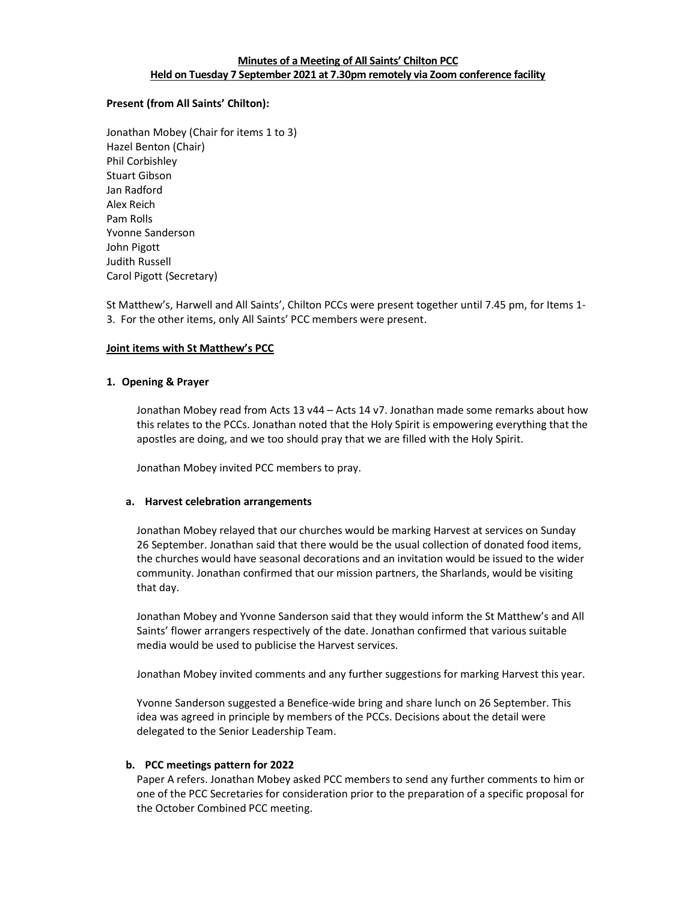**Minutes of a Meeting of All Saints' Chilton PCC**
**Held on Tuesday 7 September 2021 at 7.30pm remotely via Zoom conference facility**

**Present (from All Saints' Chilton):**

Jonathan Mobey (Chair for items 1 to 3)
Hazel Benton (Chair)
Phil Corbishley
Stuart Gibson
Jan Radford
Alex Reich
Pam Rolls
Yvonne Sanderson
John Pigott
Judith Russell
Carol Pigott (Secretary)

St Matthew's, Harwell and All Saints', Chilton PCCs were present together until 7.45 pm, for Items 1-3. For the other items, only All Saints' PCC members were present.

**Joint items with St Matthew's PCC**

**1. Opening & Prayer**

Jonathan Mobey read from Acts 13 v44 – Acts 14 v7. Jonathan made some remarks about how this relates to the PCCs. Jonathan noted that the Holy Spirit is empowering everything that the apostles are doing, and we too should pray that we are filled with the Holy Spirit.

Jonathan Mobey invited PCC members to pray.

**a. Harvest celebration arrangements**

Jonathan Mobey relayed that our churches would be marking Harvest at services on Sunday 26 September. Jonathan said that there would be the usual collection of donated food items, the churches would have seasonal decorations and an invitation would be issued to the wider community. Jonathan confirmed that our mission partners, the Sharlands, would be visiting that day.

Jonathan Mobey and Yvonne Sanderson said that they would inform the St Matthew's and All Saints' flower arrangers respectively of the date. Jonathan confirmed that various suitable media would be used to publicise the Harvest services.

Jonathan Mobey invited comments and any further suggestions for marking Harvest this year.

Yvonne Sanderson suggested a Benefice-wide bring and share lunch on 26 September. This idea was agreed in principle by members of the PCCs. Decisions about the detail were delegated to the Senior Leadership Team.

**b. PCC meetings pattern for 2022**

Paper A refers. Jonathan Mobey asked PCC members to send any further comments to him or one of the PCC Secretaries for consideration prior to the preparation of a specific proposal for the October Combined PCC meeting.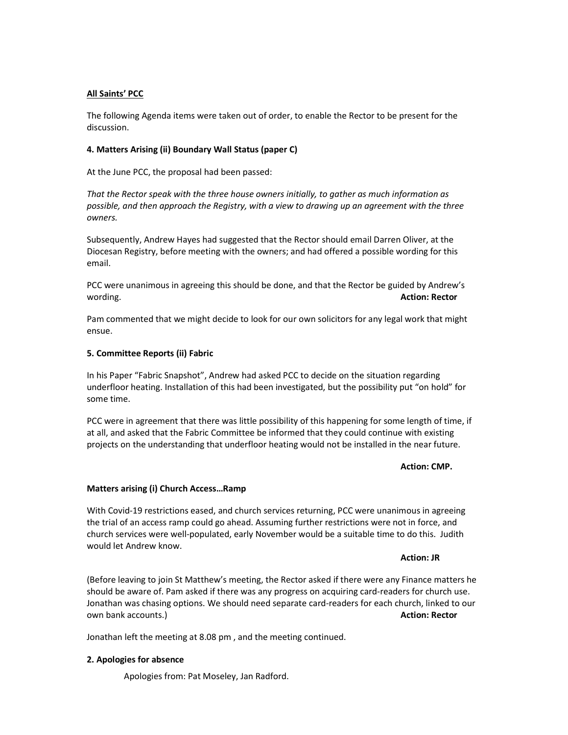**All Saints' PCC**

The following Agenda items were taken out of order, to enable the Rector to be present for the discussion.

**4. Matters Arising (ii) Boundary Wall Status (paper C)**

At the June PCC, the proposal had been passed:

*That the Rector speak with the three house owners initially, to gather as much information as possible, and then approach the Registry, with a view to drawing up an agreement with the three owners.*

Subsequently, Andrew Hayes had suggested that the Rector should email Darren Oliver, at the Diocesan Registry, before meeting with the owners; and had offered a possible wording for this email.

PCC were unanimous in agreeing this should be done, and that the Rector be guided by Andrew's wording. **Action: Rector**

Pam commented that we might decide to look for our own solicitors for any legal work that might ensue.

**5. Committee Reports (ii) Fabric**

In his Paper "Fabric Snapshot", Andrew had asked PCC to decide on the situation regarding underfloor heating. Installation of this had been investigated, but the possibility put "on hold" for some time.

PCC were in agreement that there was little possibility of this happening for some length of time, if at all, and asked that the Fabric Committee be informed that they could continue with existing projects on the understanding that underfloor heating would not be installed in the near future.

**Action: CMP.**

**Matters arising (i) Church Access…Ramp**

With Covid-19 restrictions eased, and church services returning, PCC were unanimous in agreeing the trial of an access ramp could go ahead. Assuming further restrictions were not in force, and church services were well-populated, early November would be a suitable time to do this. Judith would let Andrew know.

**Action: JR**

(Before leaving to join St Matthew's meeting, the Rector asked if there were any Finance matters he should be aware of. Pam asked if there was any progress on acquiring card-readers for church use. Jonathan was chasing options. We should need separate card-readers for each church, linked to our own bank accounts.) **Action: Rector**

Jonathan left the meeting at 8.08 pm , and the meeting continued.

**2. Apologies for absence**

Apologies from: Pat Moseley, Jan Radford.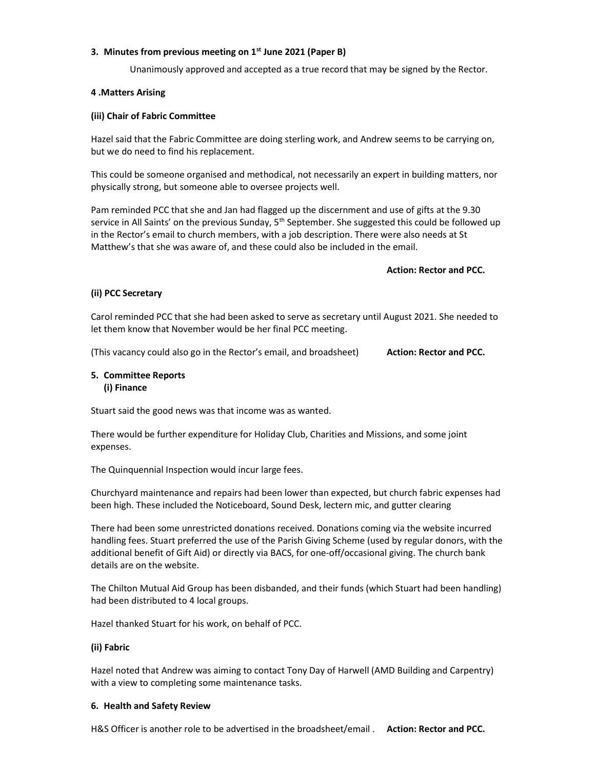### 3. Minutes from previous meeting on 1st June 2021 (Paper B)

Unanimously approved and accepted as a true record that may be signed by the Rector.

### 4 .Matters Arising

#### (iii) Chair of Fabric Committee

Hazel said that the Fabric Committee are doing sterling work, and Andrew seems to be carrying on, but we do need to find his replacement.

This could be someone organised and methodical, not necessarily an expert in building matters, nor physically strong, but someone able to oversee projects well.

Pam reminded PCC that she and Jan had flagged up the discernment and use of gifts at the 9.30 service in All Saints' on the previous Sunday, 5th September. She suggested this could be followed up in the Rector's email to church members, with a job description. There were also needs at St Matthew's that she was aware of, and these could also be included in the email.

**Action: Rector and PCC.**

#### (ii) PCC Secretary

Carol reminded PCC that she had been asked to serve as secretary until August 2021. She needed to let them know that November would be her final PCC meeting.

(This vacancy could also go in the Rector's email, and broadsheet) **Action: Rector and PCC.**

### 5. Committee Reports

#### (i) Finance

Stuart said the good news was that income was as wanted.

There would be further expenditure for Holiday Club, Charities and Missions, and some joint expenses.

The Quinquennial Inspection would incur large fees.

Churchyard maintenance and repairs had been lower than expected, but church fabric expenses had been high. These included the Noticeboard, Sound Desk, lectern mic, and gutter clearing

There had been some unrestricted donations received. Donations coming via the website incurred handling fees. Stuart preferred the use of the Parish Giving Scheme (used by regular donors, with the additional benefit of Gift Aid) or directly via BACS, for one-off/occasional giving. The church bank details are on the website.

The Chilton Mutual Aid Group has been disbanded, and their funds (which Stuart had been handling) had been distributed to 4 local groups.

Hazel thanked Stuart for his work, on behalf of PCC.

#### (ii) Fabric

Hazel noted that Andrew was aiming to contact Tony Day of Harwell (AMD Building and Carpentry) with a view to completing some maintenance tasks.

### 6. Health and Safety Review

H&S Officer is another role to be advertised in the broadsheet/email . **Action: Rector and PCC.**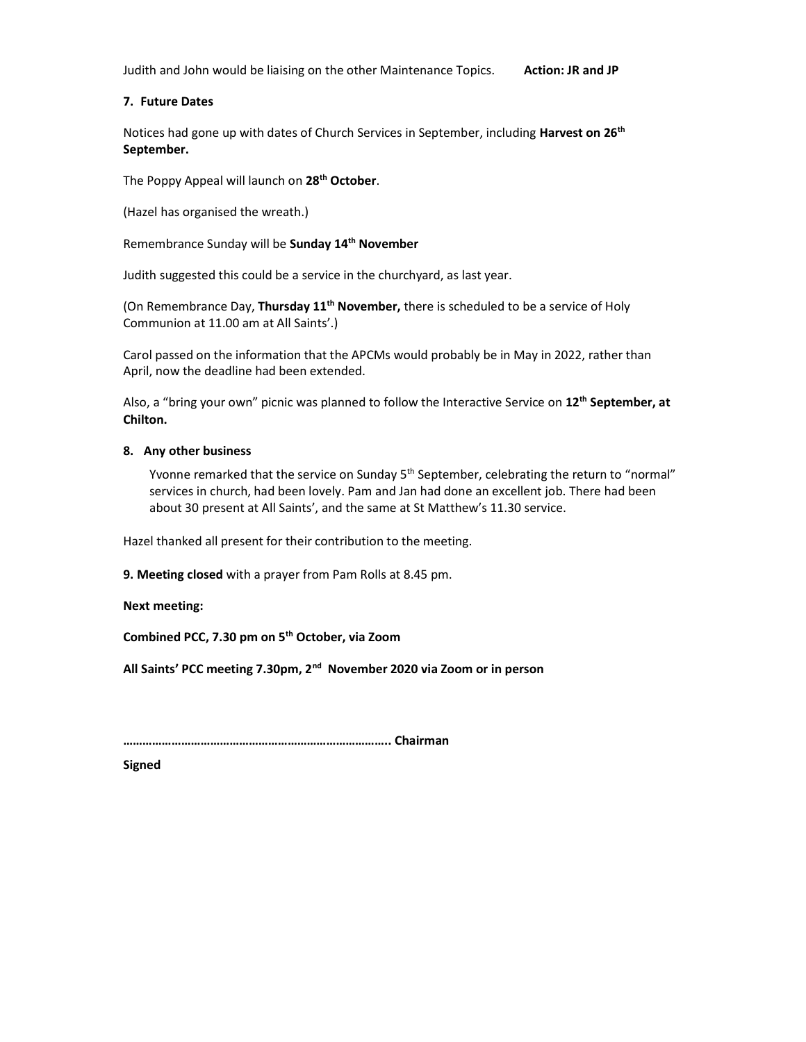Judith and John would be liaising on the other Maintenance Topics. **Action: JR and JP**

**7. Future Dates**

Notices had gone up with dates of Church Services in September, including **Harvest on 26th September.**

The Poppy Appeal will launch on **28th October**.

(Hazel has organised the wreath.)

Remembrance Sunday will be **Sunday 14th November**

Judith suggested this could be a service in the churchyard, as last year.

(On Remembrance Day, **Thursday 11th November,** there is scheduled to be a service of Holy Communion at 11.00 am at All Saints'.)

Carol passed on the information that the APCMs would probably be in May in 2022, rather than April, now the deadline had been extended.

Also, a "bring your own" picnic was planned to follow the Interactive Service on **12th September, at Chilton.**

**8. Any other business**

Yvonne remarked that the service on Sunday 5th September, celebrating the return to "normal" services in church, had been lovely. Pam and Jan had done an excellent job. There had been about 30 present at All Saints', and the same at St Matthew's 11.30 service.

Hazel thanked all present for their contribution to the meeting.

**9. Meeting closed** with a prayer from Pam Rolls at 8.45 pm.

**Next meeting:**

**Combined PCC, 7.30 pm on 5th October, via Zoom**

**All Saints' PCC meeting 7.30pm, 2nd November 2020 via Zoom or in person**

**……………………………………………………………………….. Chairman**

**Signed**